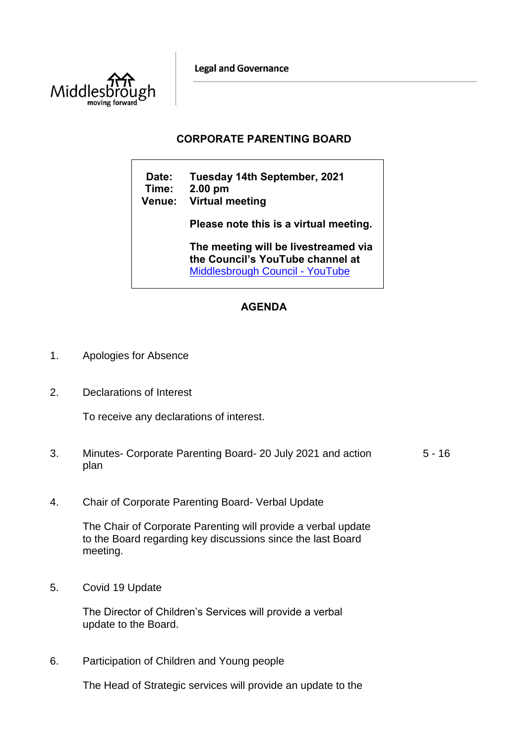Legal and Governance

# CORPORATE PARENTING BOARD

**Date:** Tuesday 14th September, 2021
**Time:** 2.00 pm
**Venue:** Virtual meeting

**Please note this is a virtual meeting.**

**The meeting will be livestreamed via the Council's YouTube channel at** [Middlesbrough Council - YouTube]

## AGENDA

1. Apologies for Absence

2. Declarations of Interest

   To receive any declarations of interest.

3. Minutes- Corporate Parenting Board- 20 July 2021 and action plan — 5 - 16

4. Chair of Corporate Parenting Board- Verbal Update

   The Chair of Corporate Parenting will provide a verbal update to the Board regarding key discussions since the last Board meeting.

5. Covid 19 Update

   The Director of Children's Services will provide a verbal update to the Board.

6. Participation of Children and Young people

   The Head of Strategic services will provide an update to the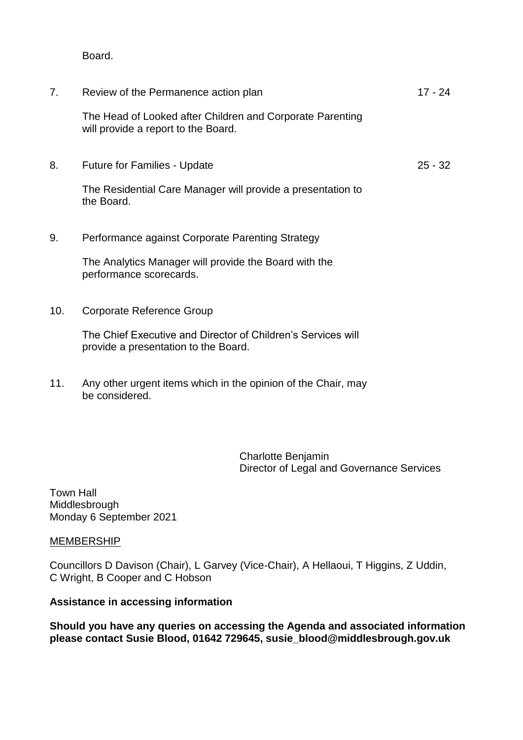Board.

7. Review of the Permanence action plan — 17 - 24

   The Head of Looked after Children and Corporate Parenting will provide a report to the Board.

8. Future for Families - Update — 25 - 32

   The Residential Care Manager will provide a presentation to the Board.

9. Performance against Corporate Parenting Strategy

   The Analytics Manager will provide the Board with the performance scorecards.

10. Corporate Reference Group

    The Chief Executive and Director of Children's Services will provide a presentation to the Board.

11. Any other urgent items which in the opinion of the Chair, may be considered.

Charlotte Benjamin
Director of Legal and Governance Services

Town Hall
Middlesbrough
Monday 6 September 2021

MEMBERSHIP

Councillors D Davison (Chair), L Garvey (Vice-Chair), A Hellaoui, T Higgins, Z Uddin, C Wright, B Cooper and C Hobson

**Assistance in accessing information**

**Should you have any queries on accessing the Agenda and associated information please contact Susie Blood, 01642 729645, susie_blood@middlesbrough.gov.uk**